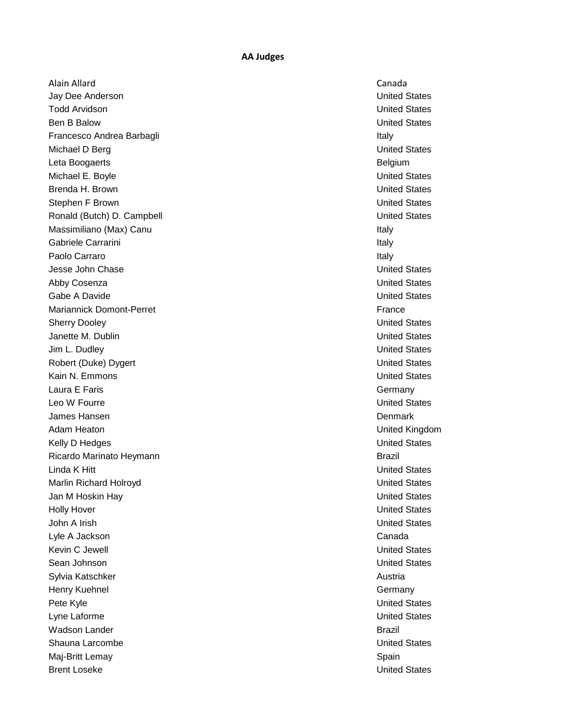**AA Judges**

| Name | Country |
|---|---|
| Alain Allard | Canada |
| Jay Dee Anderson | United States |
| Todd Arvidson | United States |
| Ben B Balow | United States |
| Francesco Andrea Barbagli | Italy |
| Michael D Berg | United States |
| Leta Boogaerts | Belgium |
| Michael E. Boyle | United States |
| Brenda H. Brown | United States |
| Stephen F Brown | United States |
| Ronald (Butch) D. Campbell | United States |
| Massimiliano (Max) Canu | Italy |
| Gabriele Carrarini | Italy |
| Paolo Carraro | Italy |
| Jesse John Chase | United States |
| Abby Cosenza | United States |
| Gabe A Davide | United States |
| Mariannick Domont-Perret | France |
| Sherry Dooley | United States |
| Janette M. Dublin | United States |
| Jim L. Dudley | United States |
| Robert (Duke) Dygert | United States |
| Kain N. Emmons | United States |
| Laura E Faris | Germany |
| Leo W Fourre | United States |
| James Hansen | Denmark |
| Adam Heaton | United Kingdom |
| Kelly D Hedges | United States |
| Ricardo Marinato Heymann | Brazil |
| Linda K Hitt | United States |
| Marlin Richard Holroyd | United States |
| Jan M Hoskin Hay | United States |
| Holly Hover | United States |
| John A Irish | United States |
| Lyle A Jackson | Canada |
| Kevin C Jewell | United States |
| Sean Johnson | United States |
| Sylvia Katschker | Austria |
| Henry Kuehnel | Germany |
| Pete Kyle | United States |
| Lyne Laforme | United States |
| Wadson Lander | Brazil |
| Shauna Larcombe | United States |
| Maj-Britt Lemay | Spain |
| Brent Loseke | United States |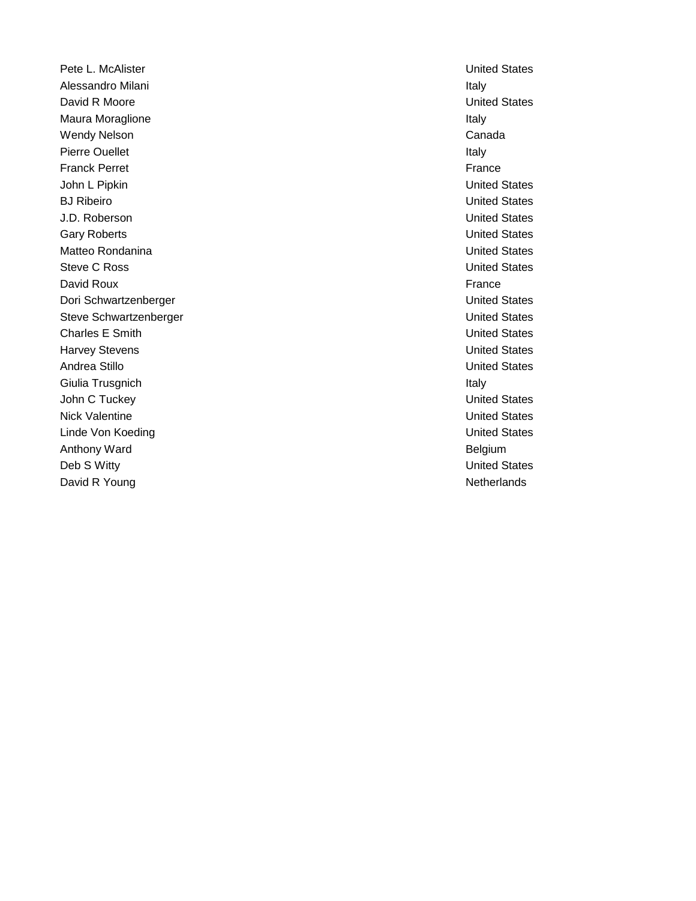| | |
|---|---|
| Pete L. McAlister | United States |
| Alessandro Milani | Italy |
| David R Moore | United States |
| Maura Moraglione | Italy |
| Wendy Nelson | Canada |
| Pierre Ouellet | Italy |
| Franck Perret | France |
| John L Pipkin | United States |
| BJ Ribeiro | United States |
| J.D. Roberson | United States |
| Gary Roberts | United States |
| Matteo Rondanina | United States |
| Steve C Ross | United States |
| David Roux | France |
| Dori Schwartzenberger | United States |
| Steve Schwartzenberger | United States |
| Charles E Smith | United States |
| Harvey Stevens | United States |
| Andrea Stillo | United States |
| Giulia Trusgnich | Italy |
| John C Tuckey | United States |
| Nick Valentine | United States |
| Linde Von Koeding | United States |
| Anthony Ward | Belgium |
| Deb S Witty | United States |
| David R Young | Netherlands |